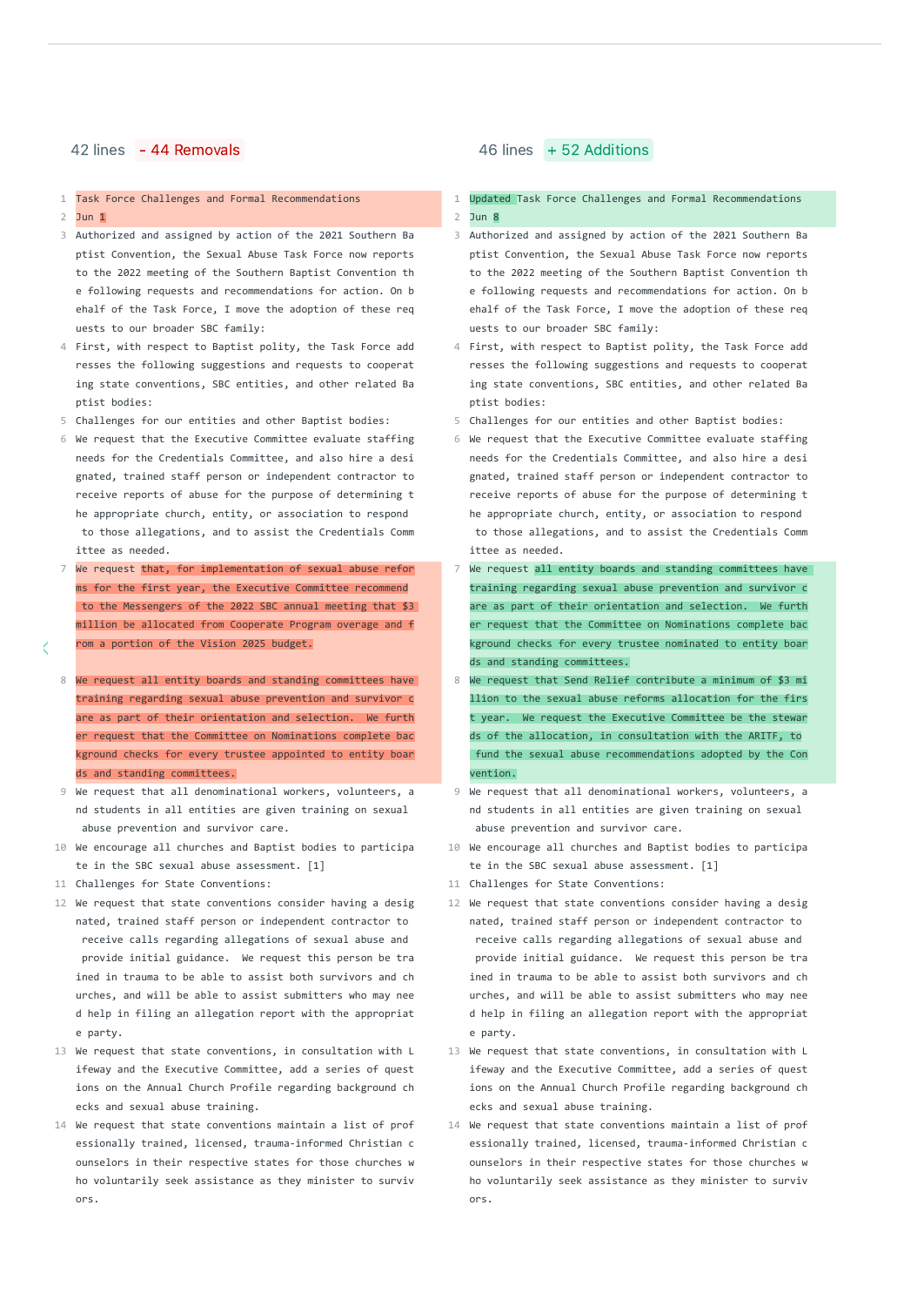42 lines - 44 Removals

46 lines + 52 Additions

| | Removed (left) | | Added (right) |
|---|---|---|---|
| 1 | Task Force Challenges and Formal Recommendations | 1 | Updated Task Force Challenges and Formal Recommendations |
| 2 | Jun 1 | 2 | Jun 8 |
| 3 | Authorized and assigned by action of the 2021 Southern Baptist Convention, the Sexual Abuse Task Force now reports to the 2022 meeting of the Southern Baptist Convention the following requests and recommendations for action. On behalf of the Task Force, I move the adoption of these requests to our broader SBC family: | 3 | Authorized and assigned by action of the 2021 Southern Baptist Convention, the Sexual Abuse Task Force now reports to the 2022 meeting of the Southern Baptist Convention the following requests and recommendations for action. On behalf of the Task Force, I move the adoption of these requests to our broader SBC family: |
| 4 | First, with respect to Baptist polity, the Task Force addresses the following suggestions and requests to cooperating state conventions, SBC entities, and other related Baptist bodies: | 4 | First, with respect to Baptist polity, the Task Force addresses the following suggestions and requests to cooperating state conventions, SBC entities, and other related Baptist bodies: |
| 5 | Challenges for our entities and other Baptist bodies: | 5 | Challenges for our entities and other Baptist bodies: |
| 6 | We request that the Executive Committee evaluate staffing needs for the Credentials Committee, and also hire a designated, trained staff person or independent contractor to receive reports of abuse for the purpose of determining the appropriate church, entity, or association to respond to those allegations, and to assist the Credentials Committee as needed. | 6 | We request that the Executive Committee evaluate staffing needs for the Credentials Committee, and also hire a designated, trained staff person or independent contractor to receive reports of abuse for the purpose of determining the appropriate church, entity, or association to respond to those allegations, and to assist the Credentials Committee as needed. |
| 7 | We request that, for implementation of sexual abuse reforms for the first year, the Executive Committee recommend to the Messengers of the 2022 SBC annual meeting that $3 million be allocated from Cooperate Program overage and from a portion of the Vision 2025 budget. | 7 | We request all entity boards and standing committees have training regarding sexual abuse prevention and survivor care as part of their orientation and selection. We further request that the Committee on Nominations complete background checks for every trustee nominated to entity boards and standing committees. |
| 8 | We request all entity boards and standing committees have training regarding sexual abuse prevention and survivor care as part of their orientation and selection. We further request that the Committee on Nominations complete background checks for every trustee appointed to entity boards and standing committees. | 8 | We request that Send Relief contribute a minimum of $3 million to the sexual abuse reforms allocation for the first year. We request the Executive Committee be the stewards of the allocation, in consultation with the ARITF, to fund the sexual abuse recommendations adopted by the Convention. |
| 9 | We request that all denominational workers, volunteers, and students in all entities are given training on sexual abuse prevention and survivor care. | 9 | We request that all denominational workers, volunteers, and students in all entities are given training on sexual abuse prevention and survivor care. |
| 10 | We encourage all churches and Baptist bodies to participate in the SBC sexual abuse assessment. [1] | 10 | We encourage all churches and Baptist bodies to participate in the SBC sexual abuse assessment. [1] |
| 11 | Challenges for State Conventions: | 11 | Challenges for State Conventions: |
| 12 | We request that state conventions consider having a designated, trained staff person or independent contractor to receive calls regarding allegations of sexual abuse and provide initial guidance. We request this person be trained in trauma to be able to assist both survivors and churches, and will be able to assist submitters who may need help in filing an allegation report with the appropriate party. | 12 | We request that state conventions consider having a designated, trained staff person or independent contractor to receive calls regarding allegations of sexual abuse and provide initial guidance. We request this person be trained in trauma to be able to assist both survivors and churches, and will be able to assist submitters who may need help in filing an allegation report with the appropriate party. |
| 13 | We request that state conventions, in consultation with Lifeway and the Executive Committee, add a series of questions on the Annual Church Profile regarding background checks and sexual abuse training. | 13 | We request that state conventions, in consultation with Lifeway and the Executive Committee, add a series of questions on the Annual Church Profile regarding background checks and sexual abuse training. |
| 14 | We request that state conventions maintain a list of professionally trained, licensed, trauma-informed Christian counselors in their respective states for those churches who voluntarily seek assistance as they minister to survivors. | 14 | We request that state conventions maintain a list of professionally trained, licensed, trauma-informed Christian counselors in their respective states for those churches who voluntarily seek assistance as they minister to survivors. |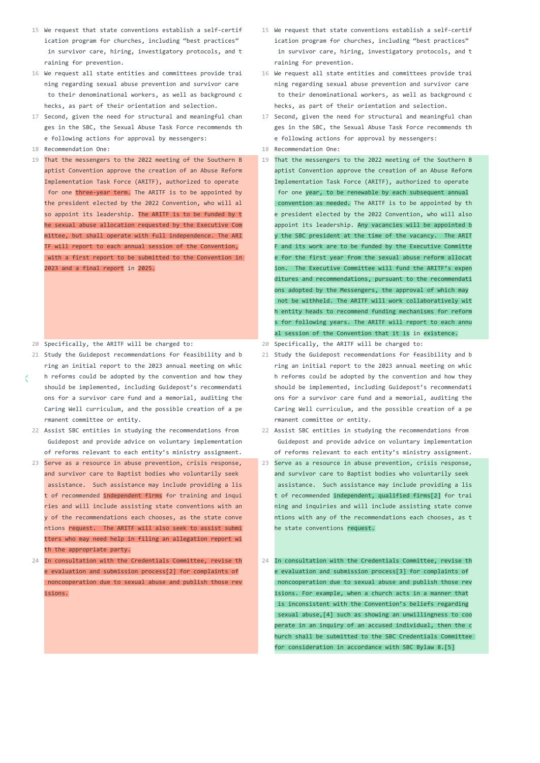15 We request that state conventions establish a self-certification program for churches, including "best practices" in survivor care, hiring, investigatory protocols, and training for prevention.

16 We request all state entities and committees provide training regarding sexual abuse prevention and survivor care to their denominational workers, as well as background checks, as part of their orientation and selection.

17 Second, given the need for structural and meaningful changes in the SBC, the Sexual Abuse Task Force recommends the following actions for approval by messengers:

18 Recommendation One:

19 That the messengers to the 2022 meeting of the Southern Baptist Convention approve the creation of an Abuse Reform Implementation Task Force (ARITF), authorized to operate for one three-year term. The ARITF is to be appointed by the president elected by the 2022 Convention, who will also appoint its leadership. The ARITF is to be funded by the sexual abuse allocation requested by the Executive Committee, but shall operate with full independence. The ARITF will report to each annual session of the Convention, with a first report to be submitted to the Convention in 2023 and a final report in 2025.

20 Specifically, the ARITF will be charged to:

21 Study the Guidepost recommendations for feasibility and bring an initial report to the 2023 annual meeting on which reforms could be adopted by the convention and how they should be implemented, including Guidepost's recommendations for a survivor care fund and a memorial, auditing the Caring Well curriculum, and the possible creation of a permanent committee or entity.

22 Assist SBC entities in studying the recommendations from Guidepost and provide advice on voluntary implementation of reforms relevant to each entity's ministry assignment.

23 Serve as a resource in abuse prevention, crisis response, and survivor care to Baptist bodies who voluntarily seek assistance. Such assistance may include providing a list of recommended independent firms for training and inquiries and will include assisting state conventions with any of the recommendations each chooses, as the state conventions request. The ARITF will also seek to assist submitters who may need help in filing an allegation report with the appropriate party.

24 In consultation with the Credentials Committee, revise the evaluation and submission process[2] for complaints of noncooperation due to sexual abuse and publish those revisions.

---

15 We request that state conventions establish a self-certification program for churches, including "best practices" in survivor care, hiring, investigatory protocols, and training for prevention.

16 We request all state entities and committees provide training regarding sexual abuse prevention and survivor care to their denominational workers, as well as background checks, as part of their orientation and selection.

17 Second, given the need for structural and meaningful changes in the SBC, the Sexual Abuse Task Force recommends the following actions for approval by messengers:

18 Recommendation One:

19 That the messengers to the 2022 meeting of the Southern Baptist Convention approve the creation of an Abuse Reform Implementation Task Force (ARITF), authorized to operate for one year, to be renewable by each subsequent annual convention as needed. The ARITF is to be appointed by the president elected by the 2022 Convention, who will also appoint its leadership. Any vacancies will be appointed by the SBC president at the time of the vacancy. The ARITF and its work are to be funded by the Executive Committee for the first year from the sexual abuse reform allocation. The Executive Committee will fund the ARITF's expenditures and recommendations, pursuant to the recommendations adopted by the Messengers, the approval of which may not be withheld. The ARITF will work collaboratively with entity heads to recommend funding mechanisms for reforms for following years. The ARITF will report to each annual session of the Convention that it is in existence.

20 Specifically, the ARITF will be charged to:

21 Study the Guidepost recommendations for feasibility and bring an initial report to the 2023 annual meeting on which reforms could be adopted by the convention and how they should be implemented, including Guidepost's recommendations for a survivor care fund and a memorial, auditing the Caring Well curriculum, and the possible creation of a permanent committee or entity.

22 Assist SBC entities in studying the recommendations from Guidepost and provide advice on voluntary implementation of reforms relevant to each entity's ministry assignment.

23 Serve as a resource in abuse prevention, crisis response, and survivor care to Baptist bodies who voluntarily seek assistance. Such assistance may include providing a list of recommended independent, qualified firms[2] for training and inquiries and will include assisting state conventions with any of the recommendations each chooses, as the state conventions request.

24 In consultation with the Credentials Committee, revise the evaluation and submission process[3] for complaints of noncooperation due to sexual abuse and publish those revisions. For example, when a church acts in a manner that is inconsistent with the Convention's beliefs regarding sexual abuse,[4] such as showing an unwillingness to cooperate in an inquiry of an accused individual, then the church shall be submitted to the SBC Credentials Committee for consideration in accordance with SBC Bylaw 8.[5]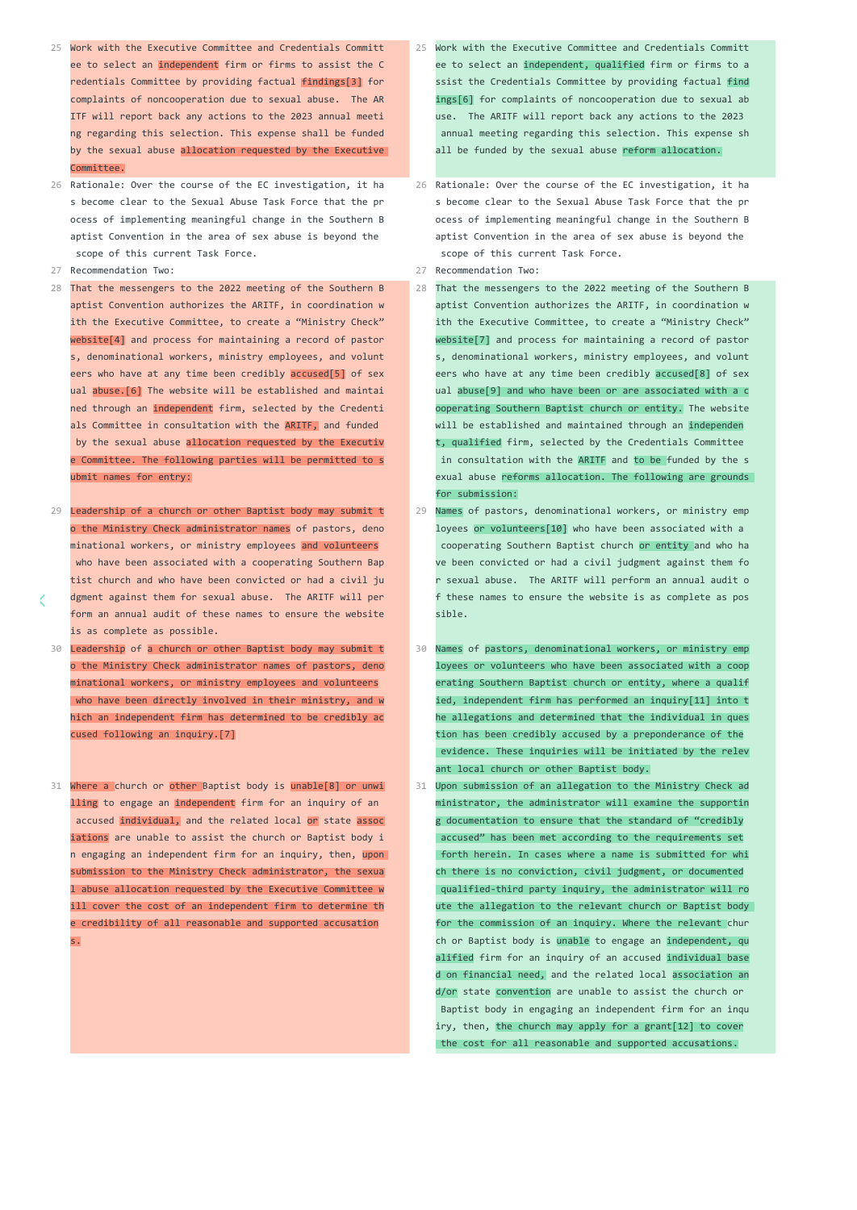25 Work with the Executive Committee and Credentials Committee to select an independent firm or firms to assist the Credentials Committee by providing factual findings[3] for complaints of noncooperation due to sexual abuse. The ARITF will report back any actions to the 2023 annual meeting regarding this selection. This expense shall be funded by the sexual abuse allocation requested by the Executive Committee.

26 Rationale: Over the course of the EC investigation, it has become clear to the Sexual Abuse Task Force that the process of implementing meaningful change in the Southern Baptist Convention in the area of sex abuse is beyond the scope of this current Task Force.

27 Recommendation Two:

28 That the messengers to the 2022 meeting of the Southern Baptist Convention authorizes the ARITF, in coordination with the Executive Committee, to create a “Ministry Check” website[4] and process for maintaining a record of pastors, denominational workers, ministry employees, and volunteers who have at any time been credibly accused[5] of sexual abuse.[6] The website will be established and maintained through an independent firm, selected by the Credentials Committee in consultation with the ARITF, and funded by the sexual abuse allocation requested by the Executive Committee. The following parties will be permitted to submit names for entry:

29 Leadership of a church or other Baptist body may submit to the Ministry Check administrator names of pastors, denominational workers, or ministry employees and volunteers who have been associated with a cooperating Southern Baptist church and who have been convicted or had a civil judgment against them for sexual abuse. The ARITF will perform an annual audit of these names to ensure the website is as complete as possible.

30 Leadership of a church or other Baptist body may submit to the Ministry Check administrator names of pastors, denominational workers, or ministry employees and volunteers who have been directly involved in their ministry, and which an independent firm has determined to be credibly accused following an inquiry.[7]

31 Where a church or other Baptist body is unable[8] or unwilling to engage an independent firm for an inquiry of an accused individual, and the related local or state associations are unable to assist the church or Baptist body in engaging an independent firm for an inquiry, then, upon submission to the Ministry Check administrator, the sexual abuse allocation requested by the Executive Committee will cover the cost of an independent firm to determine the credibility of all reasonable and supported accusations.

---

25 Work with the Executive Committee and Credentials Committee to select an independent, qualified firm or firms to assist the Credentials Committee by providing factual findings[6] for complaints of noncooperation due to sexual abuse. The ARITF will report back any actions to the 2023 annual meeting regarding this selection. This expense shall be funded by the sexual abuse reform allocation.

26 Rationale: Over the course of the EC investigation, it has become clear to the Sexual Abuse Task Force that the process of implementing meaningful change in the Southern Baptist Convention in the area of sex abuse is beyond the scope of this current Task Force.

27 Recommendation Two:

28 That the messengers to the 2022 meeting of the Southern Baptist Convention authorizes the ARITF, in coordination with the Executive Committee, to create a “Ministry Check” website[7] and process for maintaining a record of pastors, denominational workers, ministry employees, and volunteers who have at any time been credibly accused[8] of sexual abuse[9] and who have been or are associated with a cooperating Southern Baptist church or entity. The website will be established and maintained through an independent, qualified firm, selected by the Credentials Committee in consultation with the ARITF and to be funded by the sexual abuse reforms allocation. The following are grounds for submission:

29 Names of pastors, denominational workers, or ministry employees or volunteers[10] who have been associated with a cooperating Southern Baptist church or entity and who have been convicted or had a civil judgment against them for sexual abuse. The ARITF will perform an annual audit of these names to ensure the website is as complete as possible.

30 Names of pastors, denominational workers, or ministry employees or volunteers who have been associated with a cooperating Southern Baptist church or entity, where a qualified, independent firm has performed an inquiry[11] into the allegations and determined that the individual in question has been credibly accused by a preponderance of the evidence. These inquiries will be initiated by the relevant local church or other Baptist body.

31 Upon submission of an allegation to the Ministry Check administrator, the administrator will examine the supporting documentation to ensure that the standard of “credibly accused” has been met according to the requirements set forth herein. In cases where a name is submitted for which there is no conviction, civil judgment, or documented qualified-third party inquiry, the administrator will route the allegation to the relevant church or Baptist body for the commission of an inquiry. Where the relevant church or Baptist body is unable to engage an independent, qualified firm for an inquiry of an accused individual based on financial need, and the related local association and/or state convention are unable to assist the church or Baptist body in engaging an independent firm for an inquiry, then, the church may apply for a grant[12] to cover the cost for all reasonable and supported accusations.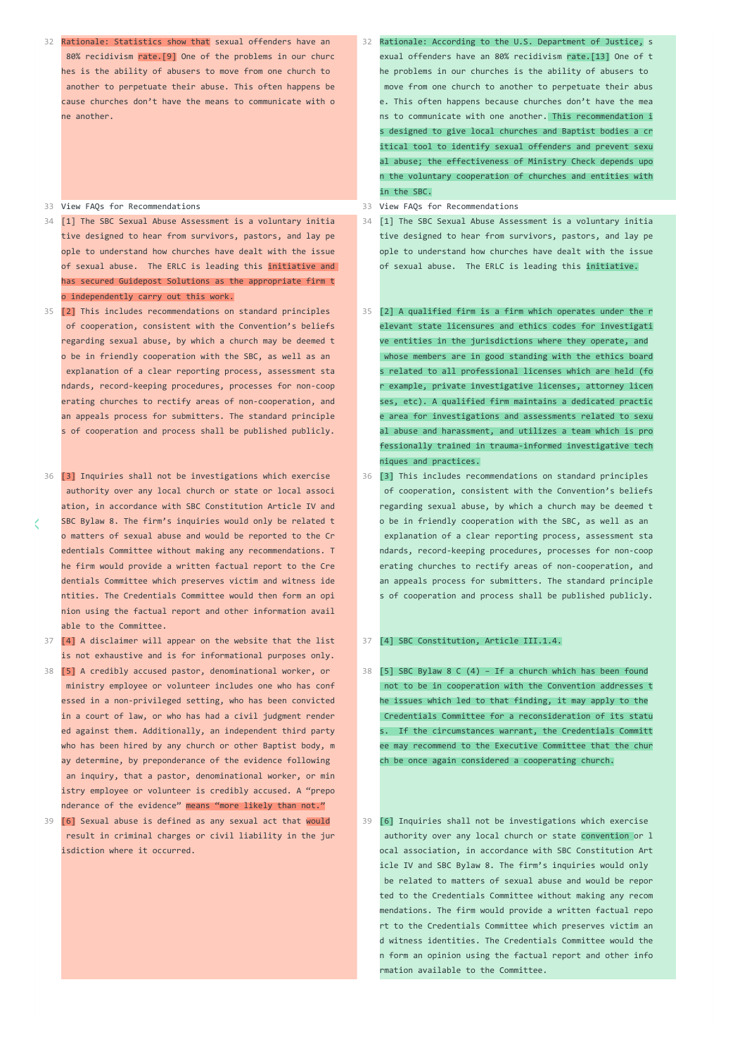| | Original | | Revised |
|---|---|---|---|
| 32 | Rationale: Statistics show that sexual offenders have an 80% recidivism rate.[9] One of the problems in our churches is the ability of abusers to move from one church to another to perpetuate their abuse. This often happens because churches don't have the means to communicate with one another. | 32 | Rationale: According to the U.S. Department of Justice, sexual offenders have an 80% recidivism rate.[13] One of the problems in our churches is the ability of abusers to move from one church to another to perpetuate their abuse. This often happens because churches don't have the means to communicate with one another. This recommendation is designed to give local churches and Baptist bodies a critical tool to identify sexual offenders and prevent sexual abuse; the effectiveness of Ministry Check depends upon the voluntary cooperation of churches and entities within the SBC. |
| 33 | View FAQs for Recommendations | 33 | View FAQs for Recommendations |
| 34 | [1] The SBC Sexual Abuse Assessment is a voluntary initiative designed to hear from survivors, pastors, and lay people to understand how churches have dealt with the issue of sexual abuse. The ERLC is leading this initiative and has secured Guidepost Solutions as the appropriate firm to independently carry out this work. | 34 | [1] The SBC Sexual Abuse Assessment is a voluntary initiative designed to hear from survivors, pastors, and lay people to understand how churches have dealt with the issue of sexual abuse. The ERLC is leading this initiative. |
| 35 | [2] This includes recommendations on standard principles of cooperation, consistent with the Convention's beliefs regarding sexual abuse, by which a church may be deemed to be in friendly cooperation with the SBC, as well as an explanation of a clear reporting process, assessment standards, record-keeping procedures, processes for non-cooperating churches to rectify areas of non-cooperation, and an appeals process for submitters. The standard principles of cooperation and process shall be published publicly. | 35 | [2] A qualified firm is a firm which operates under the relevant state licensures and ethics codes for investigative entities in the jurisdictions where they operate, and whose members are in good standing with the ethics boards related to all professional licenses which are held (for example, private investigative licenses, attorney licenses, etc). A qualified firm maintains a dedicated practice area for investigations and assessments related to sexual abuse and harassment, and utilizes a team which is professionally trained in trauma-informed investigative techniques and practices. |
| 36 | [3] Inquiries shall not be investigations which exercise authority over any local church or state or local association, in accordance with SBC Constitution Article IV and SBC Bylaw 8. The firm's inquiries would only be related to matters of sexual abuse and would be reported to the Credentials Committee without making any recommendations. The firm would provide a written factual report to the Credentials Committee which preserves victim and witness identities. The Credentials Committee would then form an opinion using the factual report and other information available to the Committee. | 36 | [3] This includes recommendations on standard principles of cooperation, consistent with the Convention's beliefs regarding sexual abuse, by which a church may be deemed to be in friendly cooperation with the SBC, as well as an explanation of a clear reporting process, assessment standards, record-keeping procedures, processes for non-cooperating churches to rectify areas of non-cooperation, and an appeals process for submitters. The standard principles of cooperation and process shall be published publicly. |
| 37 | [4] A disclaimer will appear on the website that the list is not exhaustive and is for informational purposes only. | 37 | [4] SBC Constitution, Article III.1.4. |
| 38 | [5] A credibly accused pastor, denominational worker, or ministry employee or volunteer includes one who has confessed in a non-privileged setting, who has been convicted in a court of law, or who has had a civil judgment rendered against them. Additionally, an independent third party who has been hired by any church or other Baptist body, may determine, by preponderance of the evidence following an inquiry, that a pastor, denominational worker, or ministry employee or volunteer is credibly accused. A "preponderance of the evidence" means "more likely than not." | 38 | [5] SBC Bylaw 8 C (4) – If a church which has been found not to be in cooperation with the Convention addresses the issues which led to that finding, it may apply to the Credentials Committee for a reconsideration of its status. If the circumstances warrant, the Credentials Committee may recommend to the Executive Committee that the church be once again considered a cooperating church. |
| 39 | [6] Sexual abuse is defined as any sexual act that would result in criminal charges or civil liability in the jurisdiction where it occurred. | 39 | [6] Inquiries shall not be investigations which exercise authority over any local church or state convention or local association, in accordance with SBC Constitution Article IV and SBC Bylaw 8. The firm's inquiries would only be related to matters of sexual abuse and would be reported to the Credentials Committee without making any recommendations. The firm would provide a written factual report to the Credentials Committee which preserves victim and witness identities. The Credentials Committee would then form an opinion using the factual report and other information available to the Committee. |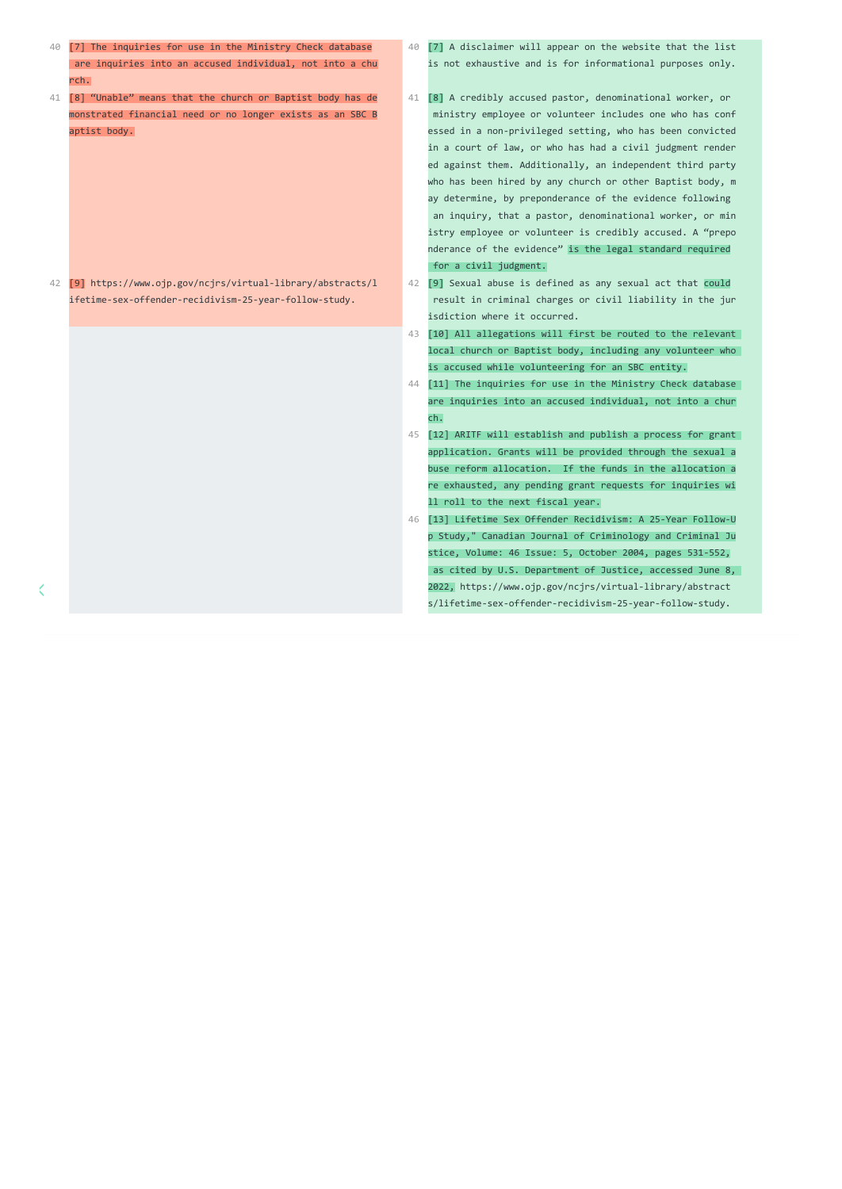| 40 | [7] The inquiries for use in the Ministry Check database are inquiries into an accused individual, not into a church. | 40 | [7] A disclaimer will appear on the website that the list is not exhaustive and is for informational purposes only. |
|---|---|---|---|
| 41 | [8] “Unable” means that the church or Baptist body has demonstrated financial need or no longer exists as an SBC Baptist body. | 41 | [8] A credibly accused pastor, denominational worker, or ministry employee or volunteer includes one who has confessed in a non-privileged setting, who has been convicted in a court of law, or who has had a civil judgment rendered against them. Additionally, an independent third party who has been hired by any church or other Baptist body, may determine, by preponderance of the evidence following an inquiry, that a pastor, denominational worker, or ministry employee or volunteer is credibly accused. A “preponderance of the evidence” is the legal standard required for a civil judgment. |
| 42 | [9] https://www.ojp.gov/ncjrs/virtual-library/abstracts/lifetime-sex-offender-recidivism-25-year-follow-study. | 42 | [9] Sexual abuse is defined as any sexual act that could result in criminal charges or civil liability in the jurisdiction where it occurred. |
| | | 43 | [10] All allegations will first be routed to the relevant local church or Baptist body, including any volunteer who is accused while volunteering for an SBC entity. |
| | | 44 | [11] The inquiries for use in the Ministry Check database are inquiries into an accused individual, not into a church. |
| | | 45 | [12] ARITF will establish and publish a process for grant application. Grants will be provided through the sexual abuse reform allocation. If the funds in the allocation are exhausted, any pending grant requests for inquiries will roll to the next fiscal year. |
| | | 46 | [13] Lifetime Sex Offender Recidivism: A 25-Year Follow-Up Study," Canadian Journal of Criminology and Criminal Justice, Volume: 46 Issue: 5, October 2004, pages 531-552, as cited by U.S. Department of Justice, accessed June 8, 2022, https://www.ojp.gov/ncjrs/virtual-library/abstracts/lifetime-sex-offender-recidivism-25-year-follow-study. |